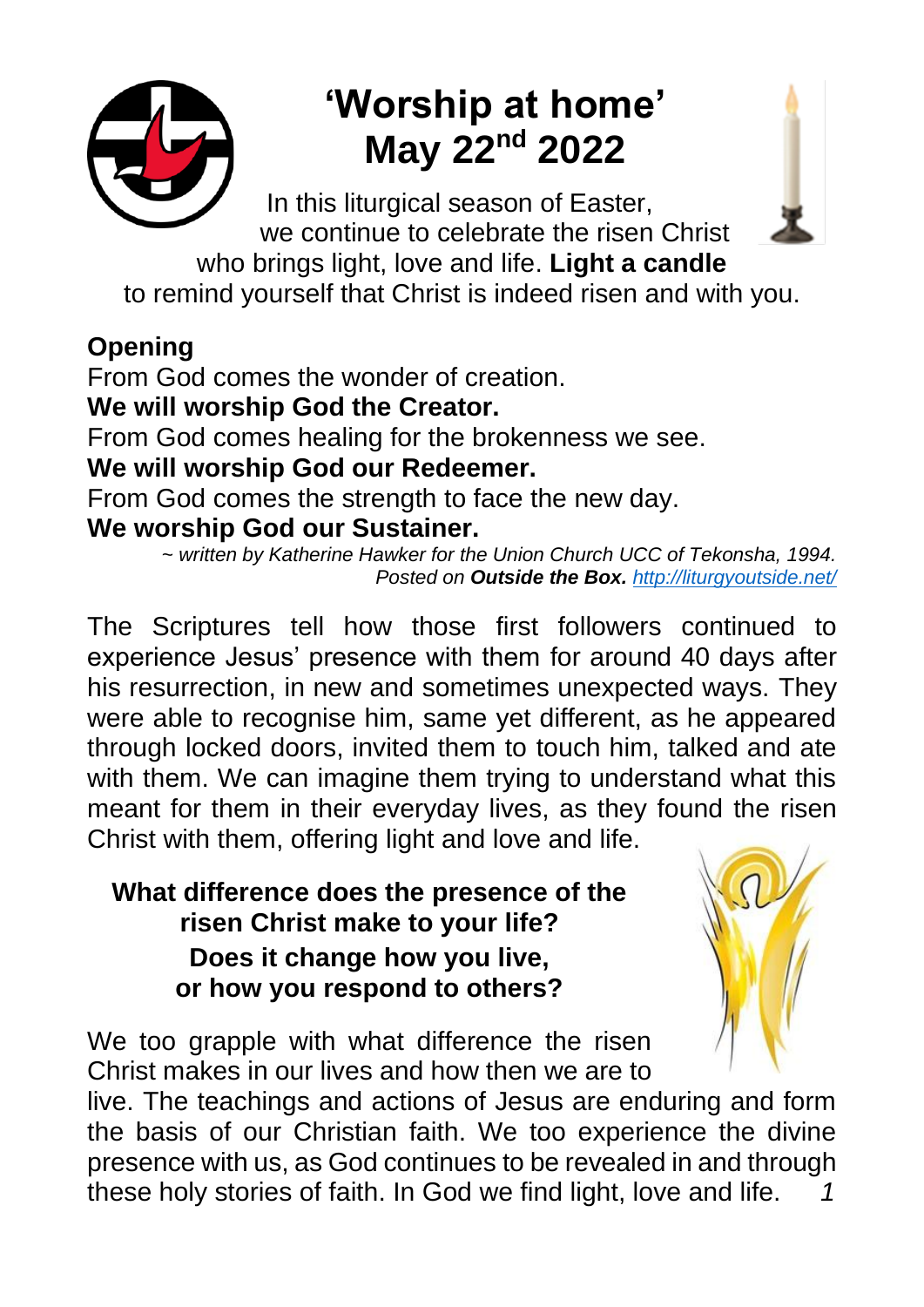# 'Worship at home'
# May 22nd 2022

In this liturgical season of Easter, we continue to celebrate the risen Christ who brings light, love and life. **Light a candle** to remind yourself that Christ is indeed risen and with you.

## Opening

From God comes the wonder of creation.
**We will worship God the Creator.**
From God comes healing for the brokenness we see.
**We will worship God our Redeemer.**
From God comes the strength to face the new day.
**We worship God our Sustainer.**

*~ written by Katherine Hawker for the Union Church UCC of Tekonsha, 1994. Posted on* ***Outside the Box.*** *http://liturgyoutside.net/*

The Scriptures tell how those first followers continued to experience Jesus' presence with them for around 40 days after his resurrection, in new and sometimes unexpected ways. They were able to recognise him, same yet different, as he appeared through locked doors, invited them to touch him, talked and ate with them. We can imagine them trying to understand what this meant for them in their everyday lives, as they found the risen Christ with them, offering light and love and life.

**What difference does the presence of the risen Christ make to your life?
Does it change how you live,
or how you respond to others?**

We too grapple with what difference the risen Christ makes in our lives and how then we are to live. The teachings and actions of Jesus are enduring and form the basis of our Christian faith. We too experience the divine presence with us, as God continues to be revealed in and through these holy stories of faith. In God we find light, love and life.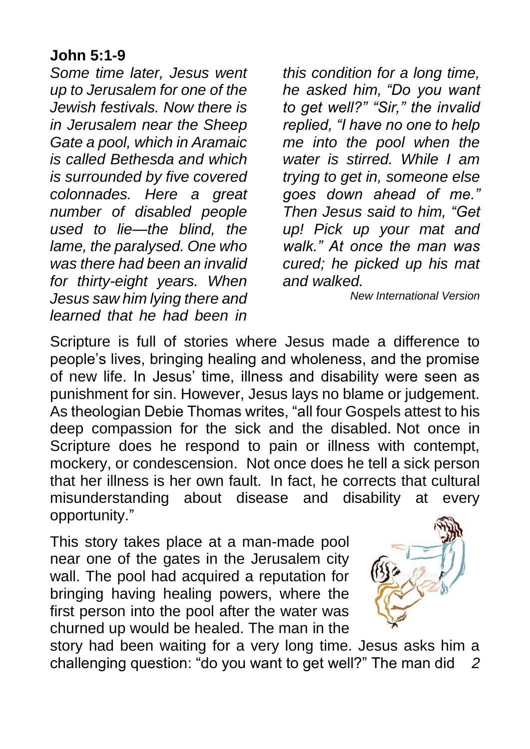**John 5:1-9**

*Some time later, Jesus went up to Jerusalem for one of the Jewish festivals. Now there is in Jerusalem near the Sheep Gate a pool, which in Aramaic is called Bethesda and which is surrounded by five covered colonnades. Here a great number of disabled people used to lie—the blind, the lame, the paralysed. One who was there had been an invalid for thirty-eight years. When Jesus saw him lying there and learned that he had been in this condition for a long time, he asked him, "Do you want to get well?" "Sir," the invalid replied, "I have no one to help me into the pool when the water is stirred. While I am trying to get in, someone else goes down ahead of me." Then Jesus said to him, "Get up! Pick up your mat and walk." At once the man was cured; he picked up his mat and walked.*

*New International Version*

Scripture is full of stories where Jesus made a difference to people's lives, bringing healing and wholeness, and the promise of new life. In Jesus' time, illness and disability were seen as punishment for sin. However, Jesus lays no blame or judgement. As theologian Debie Thomas writes, "all four Gospels attest to his deep compassion for the sick and the disabled. Not once in Scripture does he respond to pain or illness with contempt, mockery, or condescension. Not once does he tell a sick person that her illness is her own fault. In fact, he corrects that cultural misunderstanding about disease and disability at every opportunity."

This story takes place at a man-made pool near one of the gates in the Jerusalem city wall. The pool had acquired a reputation for bringing having healing powers, where the first person into the pool after the water was churned up would be healed. The man in the story had been waiting for a very long time. Jesus asks him a challenging question: "do you want to get well?" The man did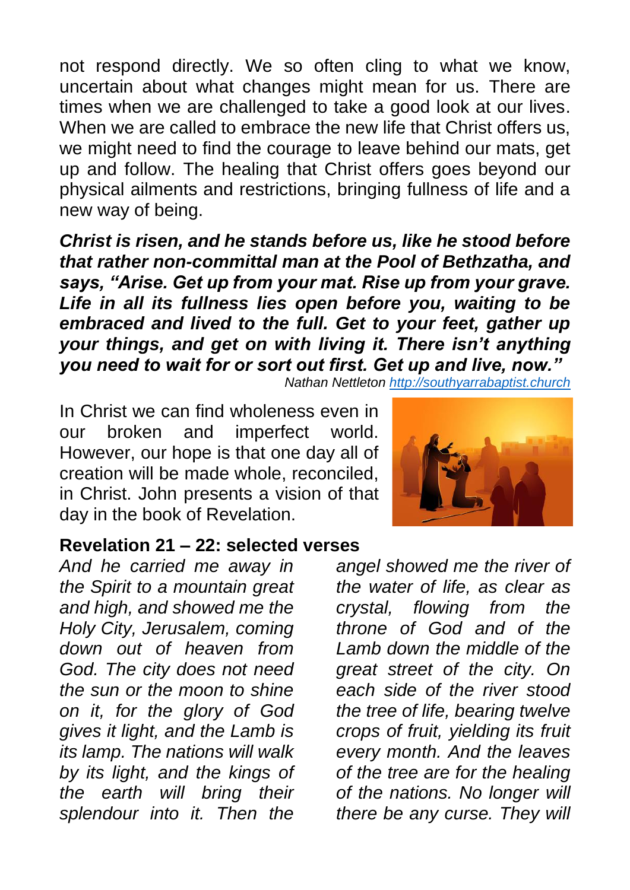not respond directly. We so often cling to what we know, uncertain about what changes might mean for us. There are times when we are challenged to take a good look at our lives. When we are called to embrace the new life that Christ offers us, we might need to find the courage to leave behind our mats, get up and follow. The healing that Christ offers goes beyond our physical ailments and restrictions, bringing fullness of life and a new way of being.

***Christ is risen, and he stands before us, like he stood before that rather non-committal man at the Pool of Bethzatha, and says, "Arise. Get up from your mat. Rise up from your grave. Life in all its fullness lies open before you, waiting to be embraced and lived to the full. Get to your feet, gather up your things, and get on with living it. There isn't anything you need to wait for or sort out first. Get up and live, now."***

*Nathan Nettleton [http://southyarrabaptist.church](http://southyarrabaptist.church)*

In Christ we can find wholeness even in our broken and imperfect world. However, our hope is that one day all of creation will be made whole, reconciled, in Christ. John presents a vision of that day in the book of Revelation.

**Revelation 21 – 22: selected verses**

*And he carried me away in the Spirit to a mountain great and high, and showed me the Holy City, Jerusalem, coming down out of heaven from God. The city does not need the sun or the moon to shine on it, for the glory of God gives it light, and the Lamb is its lamp. The nations will walk by its light, and the kings of the earth will bring their splendour into it. Then the angel showed me the river of the water of life, as clear as crystal, flowing from the throne of God and of the Lamb down the middle of the great street of the city. On each side of the river stood the tree of life, bearing twelve crops of fruit, yielding its fruit every month. And the leaves of the tree are for the healing of the nations. No longer will there be any curse. They will*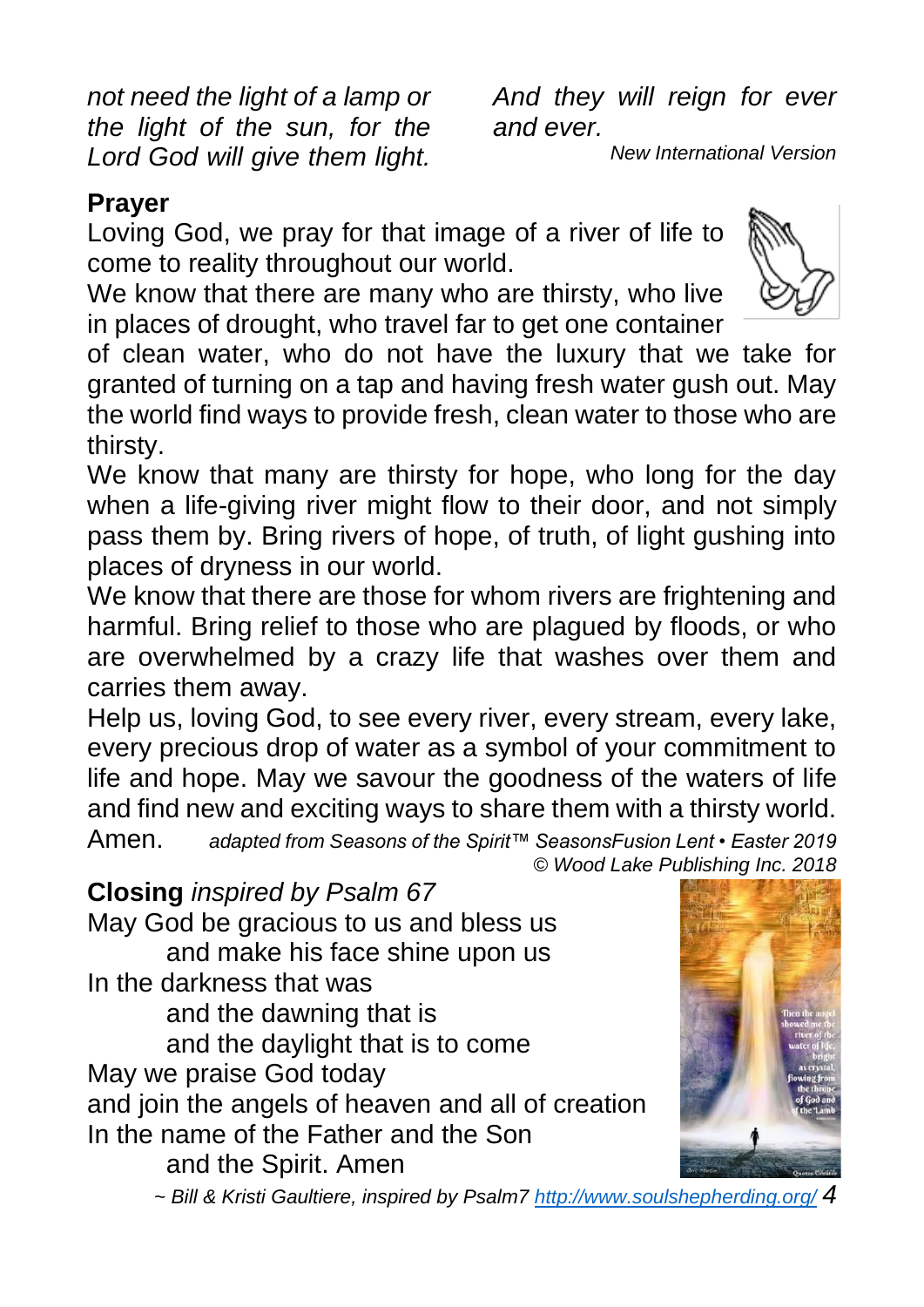*not need the light of a lamp or the light of the sun, for the Lord God will give them light. And they will reign for ever and ever.*

*New International Version*

## Prayer

Loving God, we pray for that image of a river of life to come to reality throughout our world.

We know that there are many who are thirsty, who live in places of drought, who travel far to get one container of clean water, who do not have the luxury that we take for granted of turning on a tap and having fresh water gush out. May the world find ways to provide fresh, clean water to those who are thirsty.

We know that many are thirsty for hope, who long for the day when a life-giving river might flow to their door, and not simply pass them by. Bring rivers of hope, of truth, of light gushing into places of dryness in our world.

We know that there are those for whom rivers are frightening and harmful. Bring relief to those who are plagued by floods, or who are overwhelmed by a crazy life that washes over them and carries them away.

Help us, loving God, to see every river, every stream, every lake, every precious drop of water as a symbol of your commitment to life and hope. May we savour the goodness of the waters of life and find new and exciting ways to share them with a thirsty world. Amen.

*adapted from Seasons of the Spirit™ SeasonsFusion Lent • Easter 2019*
*© Wood Lake Publishing Inc. 2018*

## Closing *inspired by Psalm 67*

May God be gracious to us and bless us
 and make his face shine upon us
In the darkness that was
 and the dawning that is
 and the daylight that is to come
May we praise God today
and join the angels of heaven and all of creation
In the name of the Father and the Son
 and the Spirit. Amen

*~ Bill & Kristi Gaultiere, inspired by Psalm7 http://www.soulshepherding.org/*